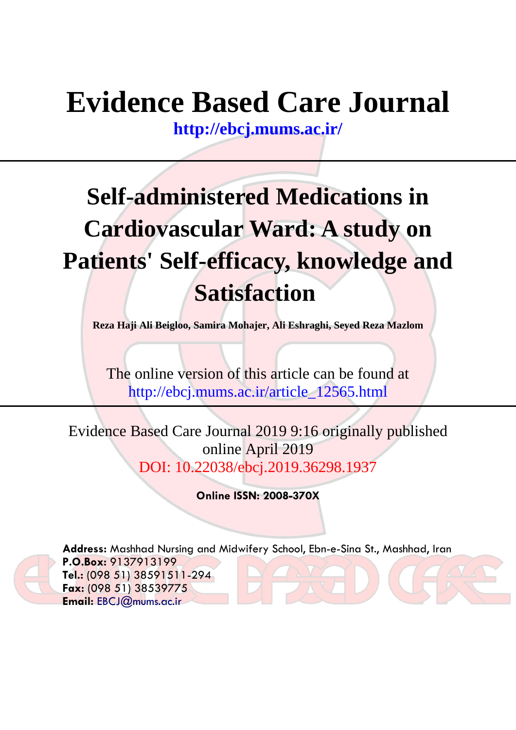# Evidence Based Care Journal

**http://ebcj.mums.ac.ir/**

---

## Self-administered Medications in Cardiovascular Ward: A study on Patients' Self-efficacy, knowledge and Satisfaction

**Reza Haji Ali Beigloo, Samira Mohajer, Ali Eshraghi, Seyed Reza Mazlom**

The online version of this article can be found at
http://ebcj.mums.ac.ir/article_12565.html

---

Evidence Based Care Journal 2019 9:16 originally published online April 2019
DOI: 10.22038/ebcj.2019.36298.1937

**Online ISSN: 2008-370X**

**Address:** Mashhad Nursing and Midwifery School, Ebn-e-Sina St., Mashhad, Iran
**P.O.Box:** 9137913199
**Tel.:** (098 51) 38591511-294
**Fax:** (098 51) 38539775
**Email:** EBCJ@mums.ac.ir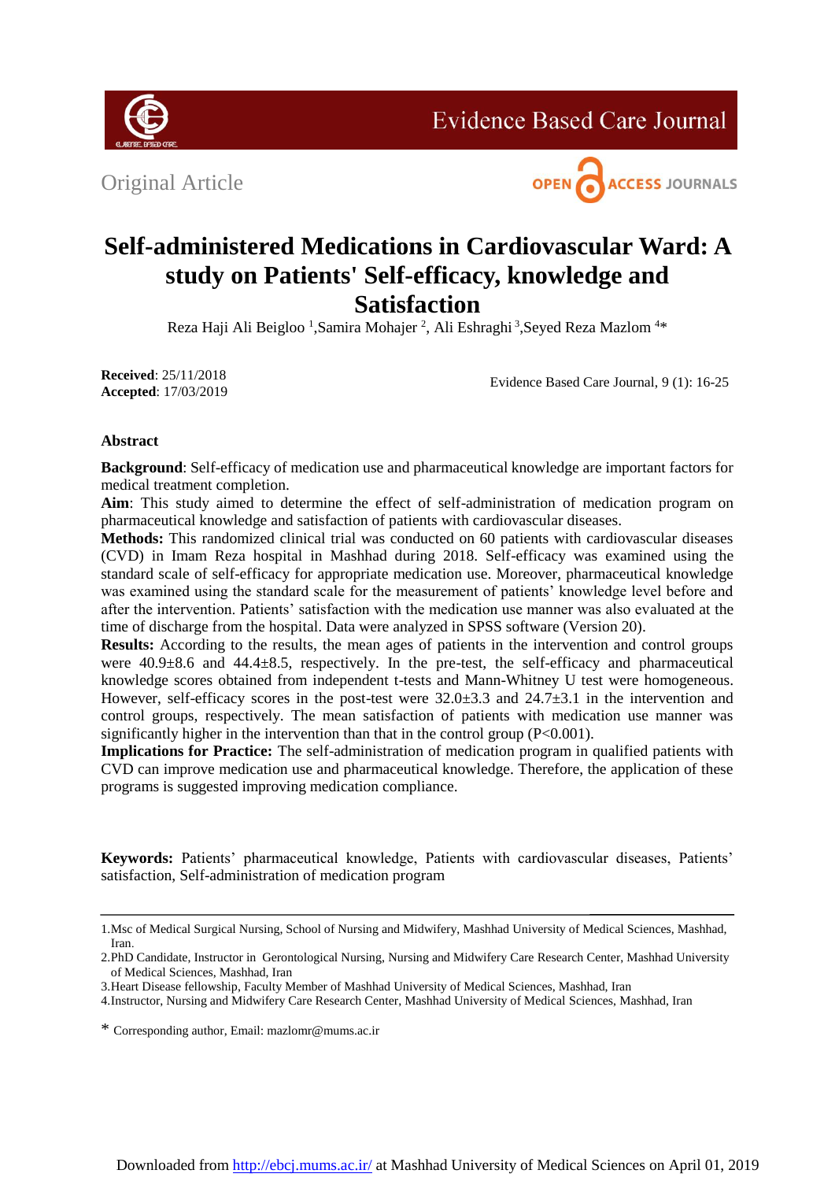# Self-administered Medications in Cardiovascular Ward: A study on Patients' Self-efficacy, knowledge and Satisfaction

Reza Haji Ali Beigloo [1], Samira Mohajer [2], Ali Eshraghi [3], Seyed Reza Mazlom [4]*

**Received**: 25/11/2018
**Accepted**: 17/03/2019

## Abstract

**Background**: Self-efficacy of medication use and pharmaceutical knowledge are important factors for medical treatment completion.

**Aim**: This study aimed to determine the effect of self-administration of medication program on pharmaceutical knowledge and satisfaction of patients with cardiovascular diseases.

**Methods:** This randomized clinical trial was conducted on 60 patients with cardiovascular diseases (CVD) in Imam Reza hospital in Mashhad during 2018. Self-efficacy was examined using the standard scale of self-efficacy for appropriate medication use. Moreover, pharmaceutical knowledge was examined using the standard scale for the measurement of patients' knowledge level before and after the intervention. Patients' satisfaction with the medication use manner was also evaluated at the time of discharge from the hospital. Data were analyzed in SPSS software (Version 20).

**Results:** According to the results, the mean ages of patients in the intervention and control groups were 40.9±8.6 and 44.4±8.5, respectively. In the pre-test, the self-efficacy and pharmaceutical knowledge scores obtained from independent t-tests and Mann-Whitney U test were homogeneous. However, self-efficacy scores in the post-test were 32.0±3.3 and 24.7±3.1 in the intervention and control groups, respectively. The mean satisfaction of patients with medication use manner was significantly higher in the intervention than that in the control group ($P<0.001$).

**Implications for Practice:** The self-administration of medication program in qualified patients with CVD can improve medication use and pharmaceutical knowledge. Therefore, the application of these programs is suggested improving medication compliance.

**Keywords:** Patients' pharmaceutical knowledge, Patients with cardiovascular diseases, Patients' satisfaction, Self-administration of medication program

---

1.Msc of Medical Surgical Nursing, School of Nursing and Midwifery, Mashhad University of Medical Sciences, Mashhad, Iran.

2.PhD Candidate, Instructor in Gerontological Nursing, Nursing and Midwifery Care Research Center, Mashhad University of Medical Sciences, Mashhad, Iran

3.Heart Disease fellowship, Faculty Member of Mashhad University of Medical Sciences, Mashhad, Iran

4.Instructor, Nursing and Midwifery Care Research Center, Mashhad University of Medical Sciences, Mashhad, Iran

\* Corresponding author, Email: mazlomr@mums.ac.ir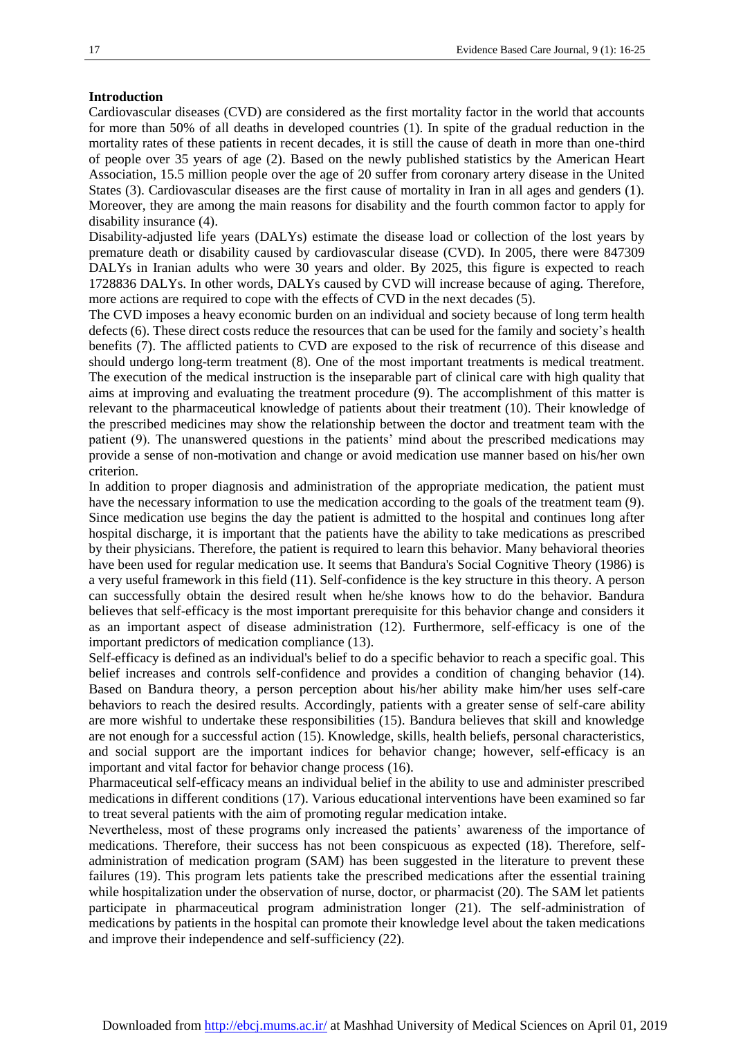## Introduction

Cardiovascular diseases (CVD) are considered as the first mortality factor in the world that accounts for more than 50% of all deaths in developed countries (1). In spite of the gradual reduction in the mortality rates of these patients in recent decades, it is still the cause of death in more than one-third of people over 35 years of age (2). Based on the newly published statistics by the American Heart Association, 15.5 million people over the age of 20 suffer from coronary artery disease in the United States (3). Cardiovascular diseases are the first cause of mortality in Iran in all ages and genders (1). Moreover, they are among the main reasons for disability and the fourth common factor to apply for disability insurance (4).

Disability-adjusted life years (DALYs) estimate the disease load or collection of the lost years by premature death or disability caused by cardiovascular disease (CVD). In 2005, there were 847309 DALYs in Iranian adults who were 30 years and older. By 2025, this figure is expected to reach 1728836 DALYs. In other words, DALYs caused by CVD will increase because of aging. Therefore, more actions are required to cope with the effects of CVD in the next decades (5).

The CVD imposes a heavy economic burden on an individual and society because of long term health defects (6). These direct costs reduce the resources that can be used for the family and society's health benefits (7). The afflicted patients to CVD are exposed to the risk of recurrence of this disease and should undergo long-term treatment (8). One of the most important treatments is medical treatment. The execution of the medical instruction is the inseparable part of clinical care with high quality that aims at improving and evaluating the treatment procedure (9). The accomplishment of this matter is relevant to the pharmaceutical knowledge of patients about their treatment (10). Their knowledge of the prescribed medicines may show the relationship between the doctor and treatment team with the patient (9). The unanswered questions in the patients' mind about the prescribed medications may provide a sense of non-motivation and change or avoid medication use manner based on his/her own criterion.

In addition to proper diagnosis and administration of the appropriate medication, the patient must have the necessary information to use the medication according to the goals of the treatment team (9). Since medication use begins the day the patient is admitted to the hospital and continues long after hospital discharge, it is important that the patients have the ability to take medications as prescribed by their physicians. Therefore, the patient is required to learn this behavior. Many behavioral theories have been used for regular medication use. It seems that Bandura's Social Cognitive Theory (1986) is a very useful framework in this field (11). Self-confidence is the key structure in this theory. A person can successfully obtain the desired result when he/she knows how to do the behavior. Bandura believes that self-efficacy is the most important prerequisite for this behavior change and considers it as an important aspect of disease administration (12). Furthermore, self-efficacy is one of the important predictors of medication compliance (13).

Self-efficacy is defined as an individual's belief to do a specific behavior to reach a specific goal. This belief increases and controls self-confidence and provides a condition of changing behavior (14). Based on Bandura theory, a person perception about his/her ability make him/her uses self-care behaviors to reach the desired results. Accordingly, patients with a greater sense of self-care ability are more wishful to undertake these responsibilities (15). Bandura believes that skill and knowledge are not enough for a successful action (15). Knowledge, skills, health beliefs, personal characteristics, and social support are the important indices for behavior change; however, self-efficacy is an important and vital factor for behavior change process (16).

Pharmaceutical self-efficacy means an individual belief in the ability to use and administer prescribed medications in different conditions (17). Various educational interventions have been examined so far to treat several patients with the aim of promoting regular medication intake.

Nevertheless, most of these programs only increased the patients' awareness of the importance of medications. Therefore, their success has not been conspicuous as expected (18). Therefore, self-administration of medication program (SAM) has been suggested in the literature to prevent these failures (19). This program lets patients take the prescribed medications after the essential training while hospitalization under the observation of nurse, doctor, or pharmacist (20). The SAM let patients participate in pharmaceutical program administration longer (21). The self-administration of medications by patients in the hospital can promote their knowledge level about the taken medications and improve their independence and self-sufficiency (22).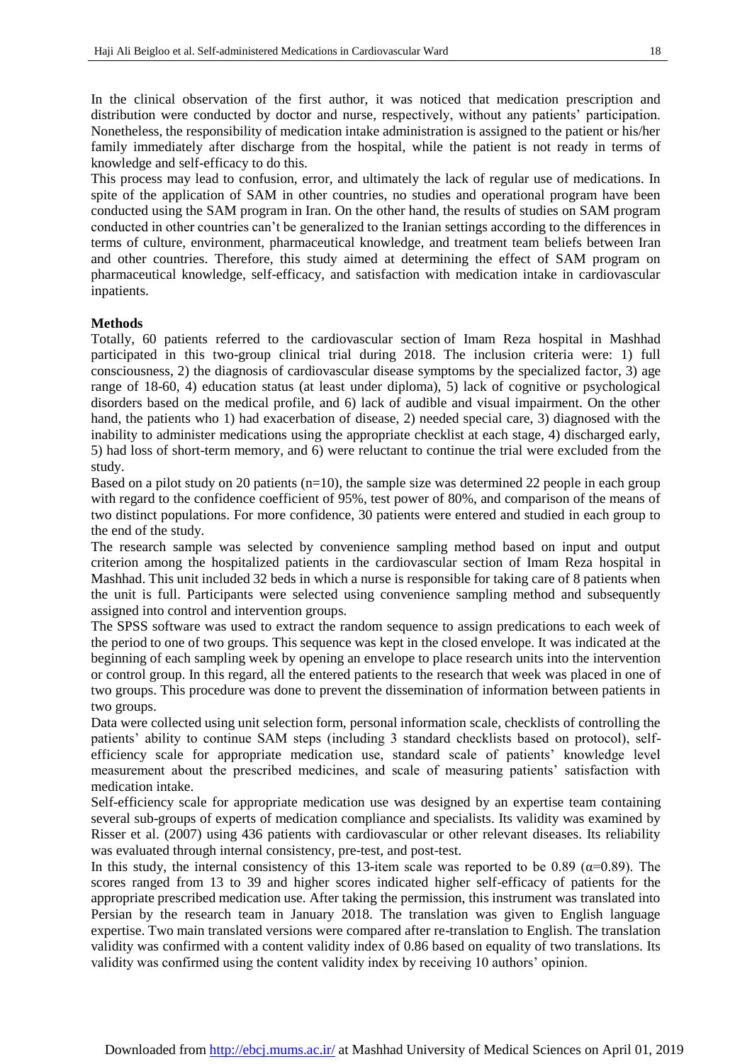In the clinical observation of the first author, it was noticed that medication prescription and distribution were conducted by doctor and nurse, respectively, without any patients' participation. Nonetheless, the responsibility of medication intake administration is assigned to the patient or his/her family immediately after discharge from the hospital, while the patient is not ready in terms of knowledge and self-efficacy to do this.

This process may lead to confusion, error, and ultimately the lack of regular use of medications. In spite of the application of SAM in other countries, no studies and operational program have been conducted using the SAM program in Iran. On the other hand, the results of studies on SAM program conducted in other countries can't be generalized to the Iranian settings according to the differences in terms of culture, environment, pharmaceutical knowledge, and treatment team beliefs between Iran and other countries. Therefore, this study aimed at determining the effect of SAM program on pharmaceutical knowledge, self-efficacy, and satisfaction with medication intake in cardiovascular inpatients.

**Methods**

Totally, 60 patients referred to the cardiovascular section of Imam Reza hospital in Mashhad participated in this two-group clinical trial during 2018. The inclusion criteria were: 1) full consciousness, 2) the diagnosis of cardiovascular disease symptoms by the specialized factor, 3) age range of 18-60, 4) education status (at least under diploma), 5) lack of cognitive or psychological disorders based on the medical profile, and 6) lack of audible and visual impairment. On the other hand, the patients who 1) had exacerbation of disease, 2) needed special care, 3) diagnosed with the inability to administer medications using the appropriate checklist at each stage, 4) discharged early, 5) had loss of short-term memory, and 6) were reluctant to continue the trial were excluded from the study.

Based on a pilot study on 20 patients (n=10), the sample size was determined 22 people in each group with regard to the confidence coefficient of 95%, test power of 80%, and comparison of the means of two distinct populations. For more confidence, 30 patients were entered and studied in each group to the end of the study.

The research sample was selected by convenience sampling method based on input and output criterion among the hospitalized patients in the cardiovascular section of Imam Reza hospital in Mashhad. This unit included 32 beds in which a nurse is responsible for taking care of 8 patients when the unit is full. Participants were selected using convenience sampling method and subsequently assigned into control and intervention groups.

The SPSS software was used to extract the random sequence to assign predications to each week of the period to one of two groups. This sequence was kept in the closed envelope. It was indicated at the beginning of each sampling week by opening an envelope to place research units into the intervention or control group. In this regard, all the entered patients to the research that week was placed in one of two groups. This procedure was done to prevent the dissemination of information between patients in two groups.

Data were collected using unit selection form, personal information scale, checklists of controlling the patients' ability to continue SAM steps (including 3 standard checklists based on protocol), self-efficiency scale for appropriate medication use, standard scale of patients' knowledge level measurement about the prescribed medicines, and scale of measuring patients' satisfaction with medication intake.

Self-efficiency scale for appropriate medication use was designed by an expertise team containing several sub-groups of experts of medication compliance and specialists. Its validity was examined by Risser et al. (2007) using 436 patients with cardiovascular or other relevant diseases. Its reliability was evaluated through internal consistency, pre-test, and post-test.

In this study, the internal consistency of this 13-item scale was reported to be 0.89 ($\alpha$=0.89). The scores ranged from 13 to 39 and higher scores indicated higher self-efficacy of patients for the appropriate prescribed medication use. After taking the permission, this instrument was translated into Persian by the research team in January 2018. The translation was given to English language expertise. Two main translated versions were compared after re-translation to English. The translation validity was confirmed with a content validity index of 0.86 based on equality of two translations. Its validity was confirmed using the content validity index by receiving 10 authors' opinion.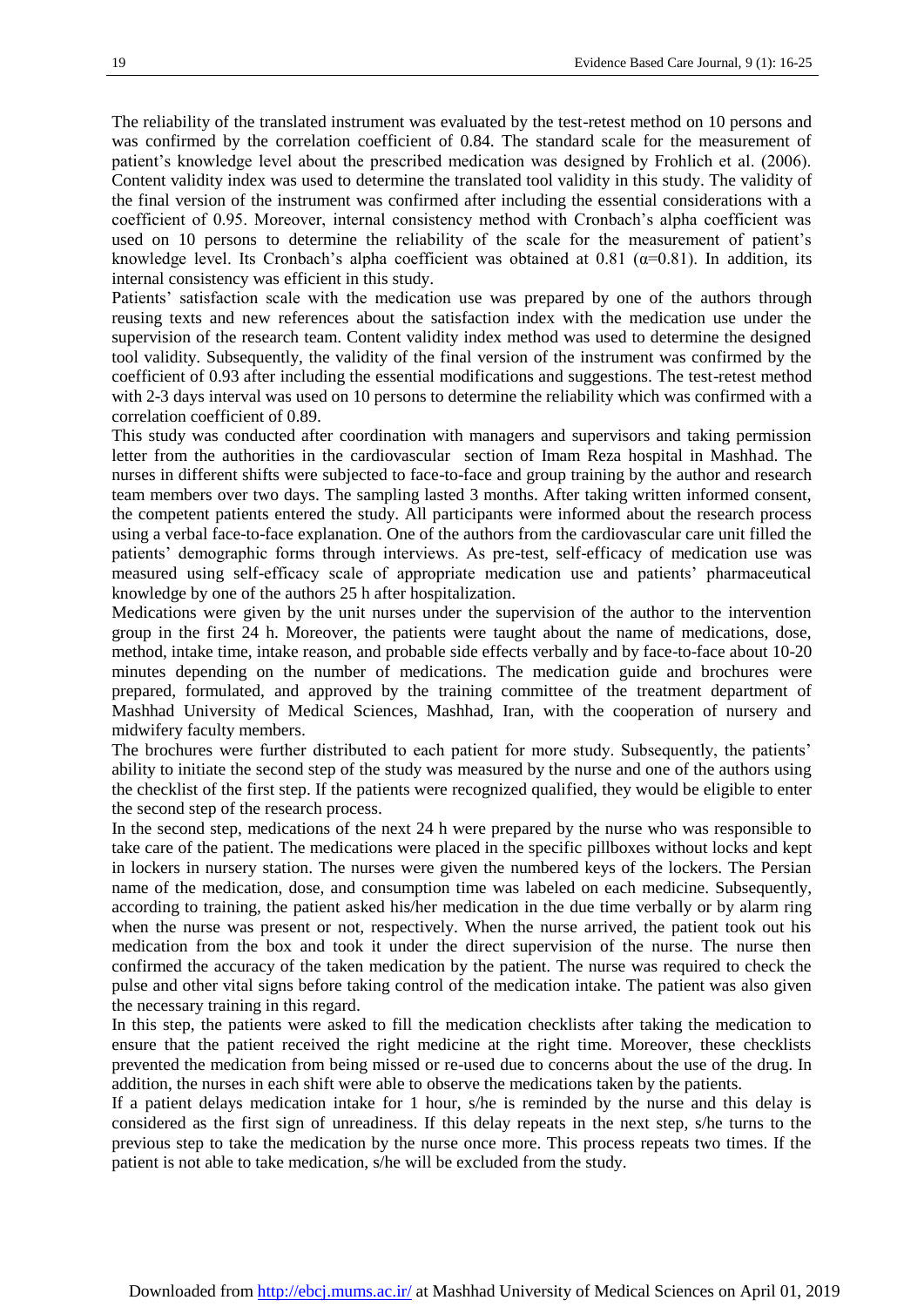The reliability of the translated instrument was evaluated by the test-retest method on 10 persons and was confirmed by the correlation coefficient of 0.84. The standard scale for the measurement of patient's knowledge level about the prescribed medication was designed by Frohlich et al. (2006). Content validity index was used to determine the translated tool validity in this study. The validity of the final version of the instrument was confirmed after including the essential considerations with a coefficient of 0.95. Moreover, internal consistency method with Cronbach's alpha coefficient was used on 10 persons to determine the reliability of the scale for the measurement of patient's knowledge level. Its Cronbach's alpha coefficient was obtained at 0.81 ($\alpha$=0.81). In addition, its internal consistency was efficient in this study.

Patients' satisfaction scale with the medication use was prepared by one of the authors through reusing texts and new references about the satisfaction index with the medication use under the supervision of the research team. Content validity index method was used to determine the designed tool validity. Subsequently, the validity of the final version of the instrument was confirmed by the coefficient of 0.93 after including the essential modifications and suggestions. The test-retest method with 2-3 days interval was used on 10 persons to determine the reliability which was confirmed with a correlation coefficient of 0.89.

This study was conducted after coordination with managers and supervisors and taking permission letter from the authorities in the cardiovascular section of Imam Reza hospital in Mashhad. The nurses in different shifts were subjected to face-to-face and group training by the author and research team members over two days. The sampling lasted 3 months. After taking written informed consent, the competent patients entered the study. All participants were informed about the research process using a verbal face-to-face explanation. One of the authors from the cardiovascular care unit filled the patients' demographic forms through interviews. As pre-test, self-efficacy of medication use was measured using self-efficacy scale of appropriate medication use and patients' pharmaceutical knowledge by one of the authors 25 h after hospitalization.

Medications were given by the unit nurses under the supervision of the author to the intervention group in the first 24 h. Moreover, the patients were taught about the name of medications, dose, method, intake time, intake reason, and probable side effects verbally and by face-to-face about 10-20 minutes depending on the number of medications. The medication guide and brochures were prepared, formulated, and approved by the training committee of the treatment department of Mashhad University of Medical Sciences, Mashhad, Iran, with the cooperation of nursery and midwifery faculty members.

The brochures were further distributed to each patient for more study. Subsequently, the patients' ability to initiate the second step of the study was measured by the nurse and one of the authors using the checklist of the first step. If the patients were recognized qualified, they would be eligible to enter the second step of the research process.

In the second step, medications of the next 24 h were prepared by the nurse who was responsible to take care of the patient. The medications were placed in the specific pillboxes without locks and kept in lockers in nursery station. The nurses were given the numbered keys of the lockers. The Persian name of the medication, dose, and consumption time was labeled on each medicine. Subsequently, according to training, the patient asked his/her medication in the due time verbally or by alarm ring when the nurse was present or not, respectively. When the nurse arrived, the patient took out his medication from the box and took it under the direct supervision of the nurse. The nurse then confirmed the accuracy of the taken medication by the patient. The nurse was required to check the pulse and other vital signs before taking control of the medication intake. The patient was also given the necessary training in this regard.

In this step, the patients were asked to fill the medication checklists after taking the medication to ensure that the patient received the right medicine at the right time. Moreover, these checklists prevented the medication from being missed or re-used due to concerns about the use of the drug. In addition, the nurses in each shift were able to observe the medications taken by the patients.

If a patient delays medication intake for 1 hour, s/he is reminded by the nurse and this delay is considered as the first sign of unreadiness. If this delay repeats in the next step, s/he turns to the previous step to take the medication by the nurse once more. This process repeats two times. If the patient is not able to take medication, s/he will be excluded from the study.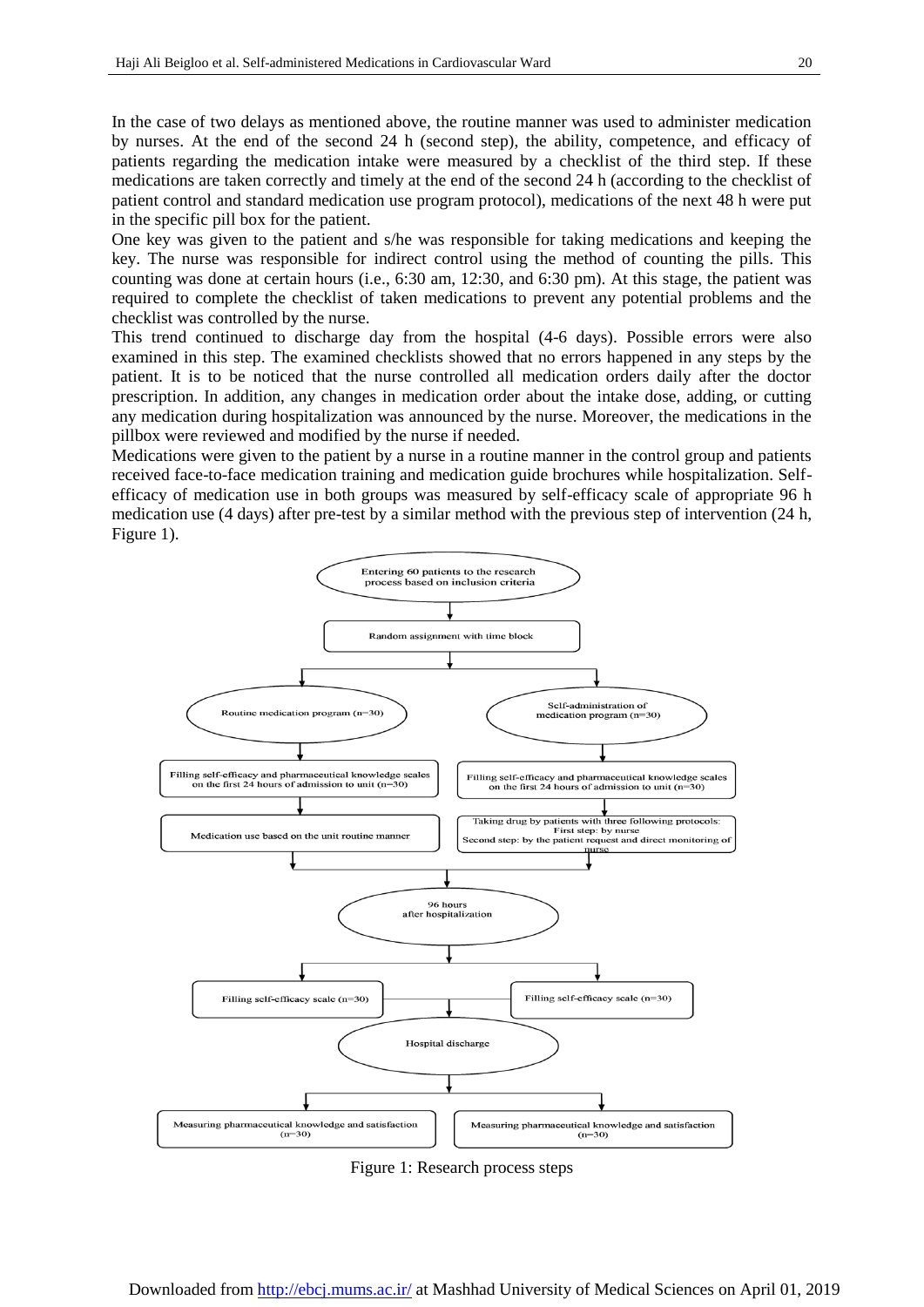In the case of two delays as mentioned above, the routine manner was used to administer medication by nurses. At the end of the second 24 h (second step), the ability, competence, and efficacy of patients regarding the medication intake were measured by a checklist of the third step. If these medications are taken correctly and timely at the end of the second 24 h (according to the checklist of patient control and standard medication use program protocol), medications of the next 48 h were put in the specific pill box for the patient.

One key was given to the patient and s/he was responsible for taking medications and keeping the key. The nurse was responsible for indirect control using the method of counting the pills. This counting was done at certain hours (i.e., 6:30 am, 12:30, and 6:30 pm). At this stage, the patient was required to complete the checklist of taken medications to prevent any potential problems and the checklist was controlled by the nurse.

This trend continued to discharge day from the hospital (4-6 days). Possible errors were also examined in this step. The examined checklists showed that no errors happened in any steps by the patient. It is to be noticed that the nurse controlled all medication orders daily after the doctor prescription. In addition, any changes in medication order about the intake dose, adding, or cutting any medication during hospitalization was announced by the nurse. Moreover, the medications in the pillbox were reviewed and modified by the nurse if needed.

Medications were given to the patient by a nurse in a routine manner in the control group and patients received face-to-face medication training and medication guide brochures while hospitalization. Self-efficacy of medication use in both groups was measured by self-efficacy scale of appropriate 96 h medication use (4 days) after pre-test by a similar method with the previous step of intervention (24 h, Figure 1).

- Entering 60 patients to the research process based on inclusion criteria
- Random assignment with time block
  - Routine medication program (n=30)
    - Filling self-efficacy and pharmaceutical knowledge scales on the first 24 hours of admission to unit (n=30)
    - Medication use based on the unit routine manner
  - Self-administration of medication program (n=30)
    - Filling self-efficacy and pharmaceutical knowledge scales on the first 24 hours of admission to unit (n=30)
    - Taking drug by patients with three following protocols: First step: by nurse; Second step: by the patient request and direct monitoring of nurse
- 96 hours after hospitalization
  - Filling self-efficacy scale (n=30)
  - Filling self-efficacy scale (n=30)
- Hospital discharge
  - Measuring pharmaceutical knowledge and satisfaction (n=30)
  - Measuring pharmaceutical knowledge and satisfaction (n=30)

Figure 1: Research process steps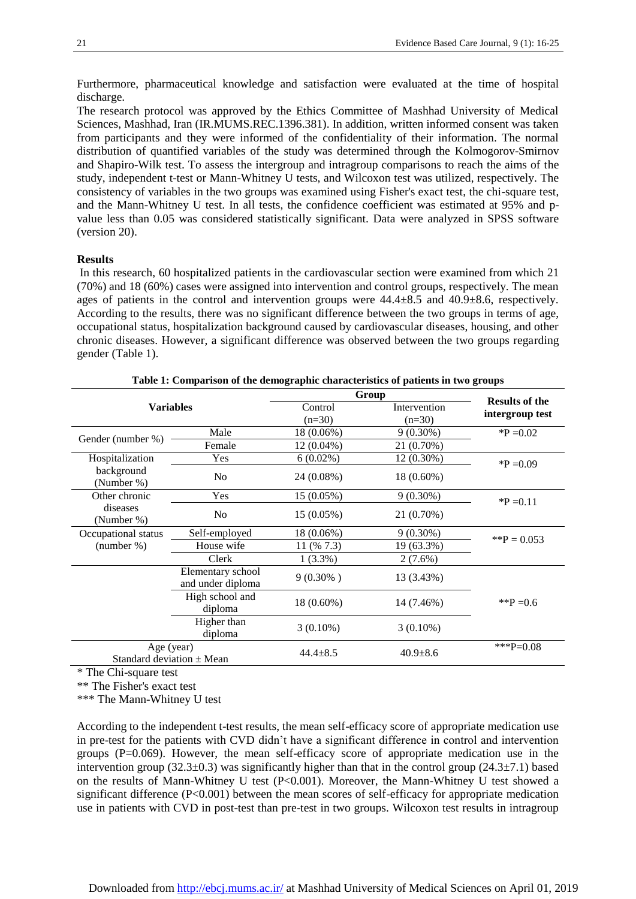Furthermore, pharmaceutical knowledge and satisfaction were evaluated at the time of hospital discharge.

The research protocol was approved by the Ethics Committee of Mashhad University of Medical Sciences, Mashhad, Iran (IR.MUMS.REC.1396.381). In addition, written informed consent was taken from participants and they were informed of the confidentiality of their information. The normal distribution of quantified variables of the study was determined through the Kolmogorov-Smirnov and Shapiro-Wilk test. To assess the intergroup and intragroup comparisons to reach the aims of the study, independent t-test or Mann-Whitney U tests, and Wilcoxon test was utilized, respectively. The consistency of variables in the two groups was examined using Fisher's exact test, the chi-square test, and the Mann-Whitney U test. In all tests, the confidence coefficient was estimated at 95% and p-value less than 0.05 was considered statistically significant. Data were analyzed in SPSS software (version 20).

## Results

In this research, 60 hospitalized patients in the cardiovascular section were examined from which 21 (70%) and 18 (60%) cases were assigned into intervention and control groups, respectively. The mean ages of patients in the control and intervention groups were 44.4±8.5 and 40.9±8.6, respectively. According to the results, there was no significant difference between the two groups in terms of age, occupational status, hospitalization background caused by cardiovascular diseases, housing, and other chronic diseases. However, a significant difference was observed between the two groups regarding gender (Table 1).

**Table 1: Comparison of the demographic characteristics of patients in two groups**

| Variables | | Group | | Results of the intergroup test |
|---|---|---|---|---|
| | | Control (n=30) | Intervention (n=30) | |
| Gender (number %) | Male | 18 (0.06%) | 9 (0.30%) | *P =0.02 |
| | Female | 12 (0.04%) | 21 (0.70%) | |
| Hospitalization background (Number %) | Yes | 6 (0.02%) | 12 (0.30%) | *P =0.09 |
| | No | 24 (0.08%) | 18 (0.60%) | |
| Other chronic diseases (Number %) | Yes | 15 (0.05%) | 9 (0.30%) | *P =0.11 |
| | No | 15 (0.05%) | 21 (0.70%) | |
| Occupational status (number %) | Self-employed | 18 (0.06%) | 9 (0.30%) | **P = 0.053 |
| | House wife | 11 (% 7.3) | 19 (63.3%) | |
| | Clerk | 1 (3.3%) | 2 (7.6%) | |
| | Elementary school and under diploma | 9 (0.30% ) | 13 (3.43%) | **P =0.6 |
| | High school and diploma | 18 (0.60%) | 14 (7.46%) | |
| | Higher than diploma | 3 (0.10%) | 3 (0.10%) | |
| Age (year) Standard deviation ± Mean | | 44.4±8.5 | 40.9±8.6 | ***P=0.08 |

\* The Chi-square test

\*\* The Fisher's exact test

\*\*\* The Mann-Whitney U test

According to the independent t-test results, the mean self-efficacy score of appropriate medication use in pre-test for the patients with CVD didn't have a significant difference in control and intervention groups (P=0.069). However, the mean self-efficacy score of appropriate medication use in the intervention group (32.3±0.3) was significantly higher than that in the control group (24.3±7.1) based on the results of Mann-Whitney U test (P<0.001). Moreover, the Mann-Whitney U test showed a significant difference (P<0.001) between the mean scores of self-efficacy for appropriate medication use in patients with CVD in post-test than pre-test in two groups. Wilcoxon test results in intragroup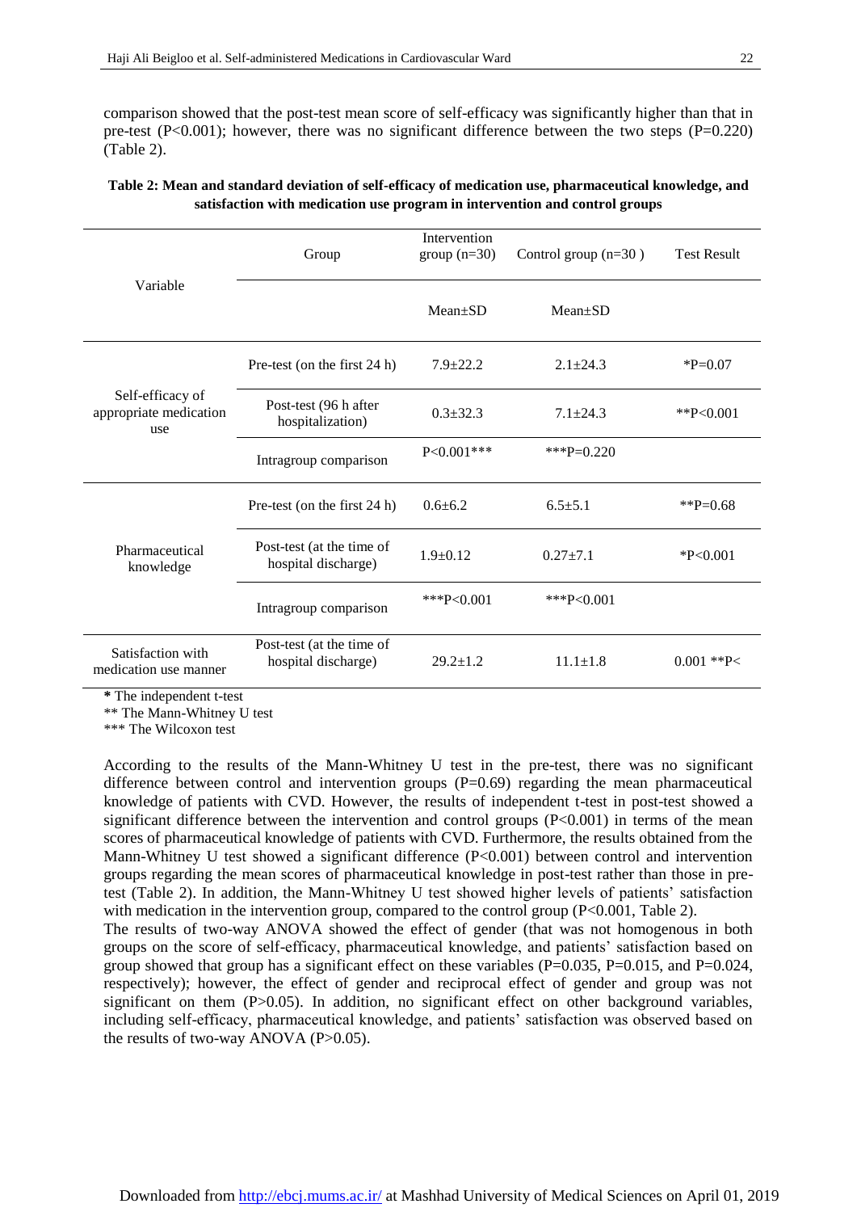comparison showed that the post-test mean score of self-efficacy was significantly higher than that in pre-test (P<0.001); however, there was no significant difference between the two steps (P=0.220) (Table 2).

**Table 2: Mean and standard deviation of self-efficacy of medication use, pharmaceutical knowledge, and satisfaction with medication use program in intervention and control groups**

| Variable | Group | Intervention group (n=30) | Control group (n=30 ) | Test Result |
|---|---|---|---|---|
| | | Mean±SD | Mean±SD | |
| Self-efficacy of appropriate medication use | Pre-test (on the first 24 h) | 7.9±22.2 | 2.1±24.3 | *P=0.07 |
| | Post-test (96 h after hospitalization) | 0.3±32.3 | 7.1±24.3 | **P<0.001 |
| | Intragroup comparison | P<0.001*** | ***P=0.220 | |
| Pharmaceutical knowledge | Pre-test (on the first 24 h) | 0.6±6.2 | 6.5±5.1 | **P=0.68 |
| | Post-test (at the time of hospital discharge) | 1.9±0.12 | 0.27±7.1 | *P<0.001 |
| | Intragroup comparison | ***P<0.001 | ***P<0.001 | |
| Satisfaction with medication use manner | Post-test (at the time of hospital discharge) | 29.2±1.2 | 11.1±1.8 | 0.001 **P< |

**\*** The independent t-test
** The Mann-Whitney U test
*** The Wilcoxon test

According to the results of the Mann-Whitney U test in the pre-test, there was no significant difference between control and intervention groups (P=0.69) regarding the mean pharmaceutical knowledge of patients with CVD. However, the results of independent t-test in post-test showed a significant difference between the intervention and control groups (P<0.001) in terms of the mean scores of pharmaceutical knowledge of patients with CVD. Furthermore, the results obtained from the Mann-Whitney U test showed a significant difference (P<0.001) between control and intervention groups regarding the mean scores of pharmaceutical knowledge in post-test rather than those in pre-test (Table 2). In addition, the Mann-Whitney U test showed higher levels of patients' satisfaction with medication in the intervention group, compared to the control group (P<0.001, Table 2).

The results of two-way ANOVA showed the effect of gender (that was not homogenous in both groups on the score of self-efficacy, pharmaceutical knowledge, and patients' satisfaction based on group showed that group has a significant effect on these variables (P=0.035, P=0.015, and P=0.024, respectively); however, the effect of gender and reciprocal effect of gender and group was not significant on them (P>0.05). In addition, no significant effect on other background variables, including self-efficacy, pharmaceutical knowledge, and patients' satisfaction was observed based on the results of two-way ANOVA (P>0.05).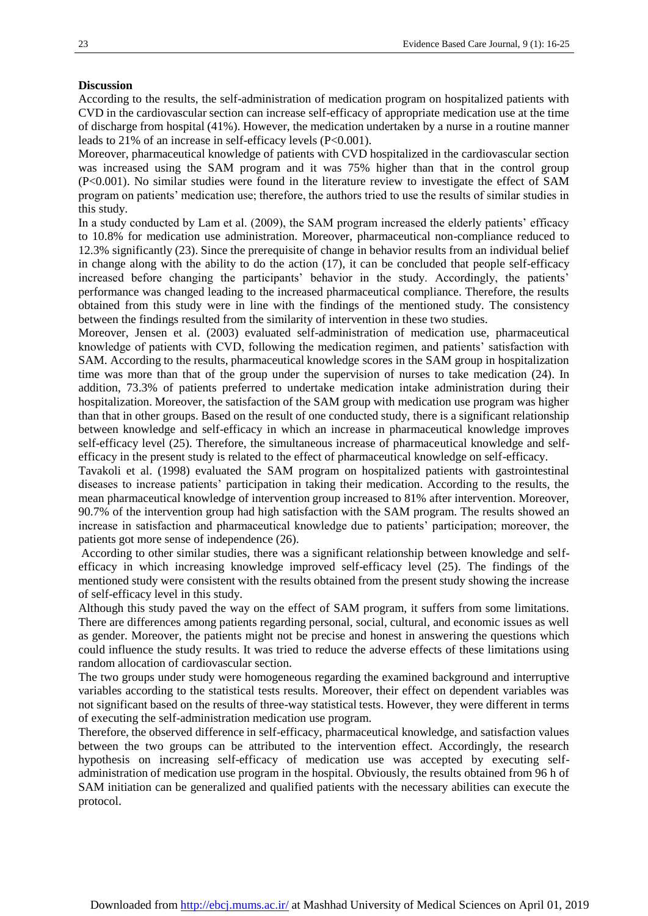## Discussion

According to the results, the self-administration of medication program on hospitalized patients with CVD in the cardiovascular section can increase self-efficacy of appropriate medication use at the time of discharge from hospital (41%). However, the medication undertaken by a nurse in a routine manner leads to 21% of an increase in self-efficacy levels (P<0.001).

Moreover, pharmaceutical knowledge of patients with CVD hospitalized in the cardiovascular section was increased using the SAM program and it was 75% higher than that in the control group (P<0.001). No similar studies were found in the literature review to investigate the effect of SAM program on patients' medication use; therefore, the authors tried to use the results of similar studies in this study.

In a study conducted by Lam et al. (2009), the SAM program increased the elderly patients' efficacy to 10.8% for medication use administration. Moreover, pharmaceutical non-compliance reduced to 12.3% significantly (23). Since the prerequisite of change in behavior results from an individual belief in change along with the ability to do the action (17), it can be concluded that people self-efficacy increased before changing the participants' behavior in the study. Accordingly, the patients' performance was changed leading to the increased pharmaceutical compliance. Therefore, the results obtained from this study were in line with the findings of the mentioned study. The consistency between the findings resulted from the similarity of intervention in these two studies.

Moreover, Jensen et al. (2003) evaluated self-administration of medication use, pharmaceutical knowledge of patients with CVD, following the medication regimen, and patients' satisfaction with SAM. According to the results, pharmaceutical knowledge scores in the SAM group in hospitalization time was more than that of the group under the supervision of nurses to take medication (24). In addition, 73.3% of patients preferred to undertake medication intake administration during their hospitalization. Moreover, the satisfaction of the SAM group with medication use program was higher than that in other groups. Based on the result of one conducted study, there is a significant relationship between knowledge and self-efficacy in which an increase in pharmaceutical knowledge improves self-efficacy level (25). Therefore, the simultaneous increase of pharmaceutical knowledge and self-efficacy in the present study is related to the effect of pharmaceutical knowledge on self-efficacy.

Tavakoli et al. (1998) evaluated the SAM program on hospitalized patients with gastrointestinal diseases to increase patients' participation in taking their medication. According to the results, the mean pharmaceutical knowledge of intervention group increased to 81% after intervention. Moreover, 90.7% of the intervention group had high satisfaction with the SAM program. The results showed an increase in satisfaction and pharmaceutical knowledge due to patients' participation; moreover, the patients got more sense of independence (26).

According to other similar studies, there was a significant relationship between knowledge and self-efficacy in which increasing knowledge improved self-efficacy level (25). The findings of the mentioned study were consistent with the results obtained from the present study showing the increase of self-efficacy level in this study.

Although this study paved the way on the effect of SAM program, it suffers from some limitations. There are differences among patients regarding personal, social, cultural, and economic issues as well as gender. Moreover, the patients might not be precise and honest in answering the questions which could influence the study results. It was tried to reduce the adverse effects of these limitations using random allocation of cardiovascular section.

The two groups under study were homogeneous regarding the examined background and interruptive variables according to the statistical tests results. Moreover, their effect on dependent variables was not significant based on the results of three-way statistical tests. However, they were different in terms of executing the self-administration medication use program.

Therefore, the observed difference in self-efficacy, pharmaceutical knowledge, and satisfaction values between the two groups can be attributed to the intervention effect. Accordingly, the research hypothesis on increasing self-efficacy of medication use was accepted by executing self-administration of medication use program in the hospital. Obviously, the results obtained from 96 h of SAM initiation can be generalized and qualified patients with the necessary abilities can execute the protocol.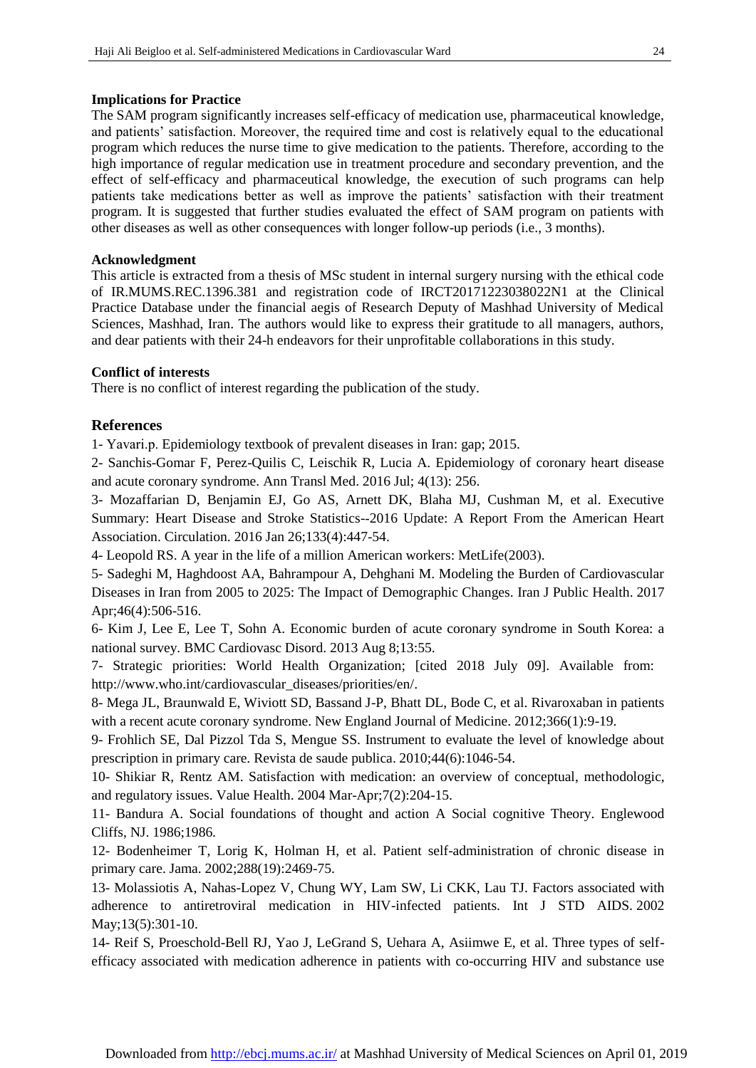**Implications for Practice**

The SAM program significantly increases self-efficacy of medication use, pharmaceutical knowledge, and patients' satisfaction. Moreover, the required time and cost is relatively equal to the educational program which reduces the nurse time to give medication to the patients. Therefore, according to the high importance of regular medication use in treatment procedure and secondary prevention, and the effect of self-efficacy and pharmaceutical knowledge, the execution of such programs can help patients take medications better as well as improve the patients' satisfaction with their treatment program. It is suggested that further studies evaluated the effect of SAM program on patients with other diseases as well as other consequences with longer follow-up periods (i.e., 3 months).

**Acknowledgment**

This article is extracted from a thesis of MSc student in internal surgery nursing with the ethical code of IR.MUMS.REC.1396.381 and registration code of IRCT20171223038022N1 at the Clinical Practice Database under the financial aegis of Research Deputy of Mashhad University of Medical Sciences, Mashhad, Iran. The authors would like to express their gratitude to all managers, authors, and dear patients with their 24-h endeavors for their unprofitable collaborations in this study.

**Conflict of interests**

There is no conflict of interest regarding the publication of the study.

## References

1- Yavari.p. Epidemiology textbook of prevalent diseases in Iran: gap; 2015.

2- Sanchis-Gomar F, Perez-Quilis C, Leischik R, Lucia A. Epidemiology of coronary heart disease and acute coronary syndrome. Ann Transl Med. 2016 Jul; 4(13): 256.

3- Mozaffarian D, Benjamin EJ, Go AS, Arnett DK, Blaha MJ, Cushman M, et al. Executive Summary: Heart Disease and Stroke Statistics--2016 Update: A Report From the American Heart Association. Circulation. 2016 Jan 26;133(4):447-54.

4- Leopold RS. A year in the life of a million American workers: MetLife(2003).

5- Sadeghi M, Haghdoost AA, Bahrampour A, Dehghani M. Modeling the Burden of Cardiovascular Diseases in Iran from 2005 to 2025: The Impact of Demographic Changes. Iran J Public Health. 2017 Apr;46(4):506-516.

6- Kim J, Lee E, Lee T, Sohn A. Economic burden of acute coronary syndrome in South Korea: a national survey. BMC Cardiovasc Disord. 2013 Aug 8;13:55.

7- Strategic priorities: World Health Organization; [cited 2018 July 09]. Available from: http://www.who.int/cardiovascular_diseases/priorities/en/.

8- Mega JL, Braunwald E, Wiviott SD, Bassand J-P, Bhatt DL, Bode C, et al. Rivaroxaban in patients with a recent acute coronary syndrome. New England Journal of Medicine. 2012;366(1):9-19.

9- Frohlich SE, Dal Pizzol Tda S, Mengue SS. Instrument to evaluate the level of knowledge about prescription in primary care. Revista de saude publica. 2010;44(6):1046-54.

10- Shikiar R, Rentz AM. Satisfaction with medication: an overview of conceptual, methodologic, and regulatory issues. Value Health. 2004 Mar-Apr;7(2):204-15.

11- Bandura A. Social foundations of thought and action A Social cognitive Theory. Englewood Cliffs, NJ. 1986;1986.

12- Bodenheimer T, Lorig K, Holman H, et al. Patient self-administration of chronic disease in primary care. Jama. 2002;288(19):2469-75.

13- Molassiotis A, Nahas-Lopez V, Chung WY, Lam SW, Li CKK, Lau TJ. Factors associated with adherence to antiretroviral medication in HIV-infected patients. Int J STD AIDS. 2002 May;13(5):301-10.

14- Reif S, Proeschold-Bell RJ, Yao J, LeGrand S, Uehara A, Asiimwe E, et al. Three types of self-efficacy associated with medication adherence in patients with co-occurring HIV and substance use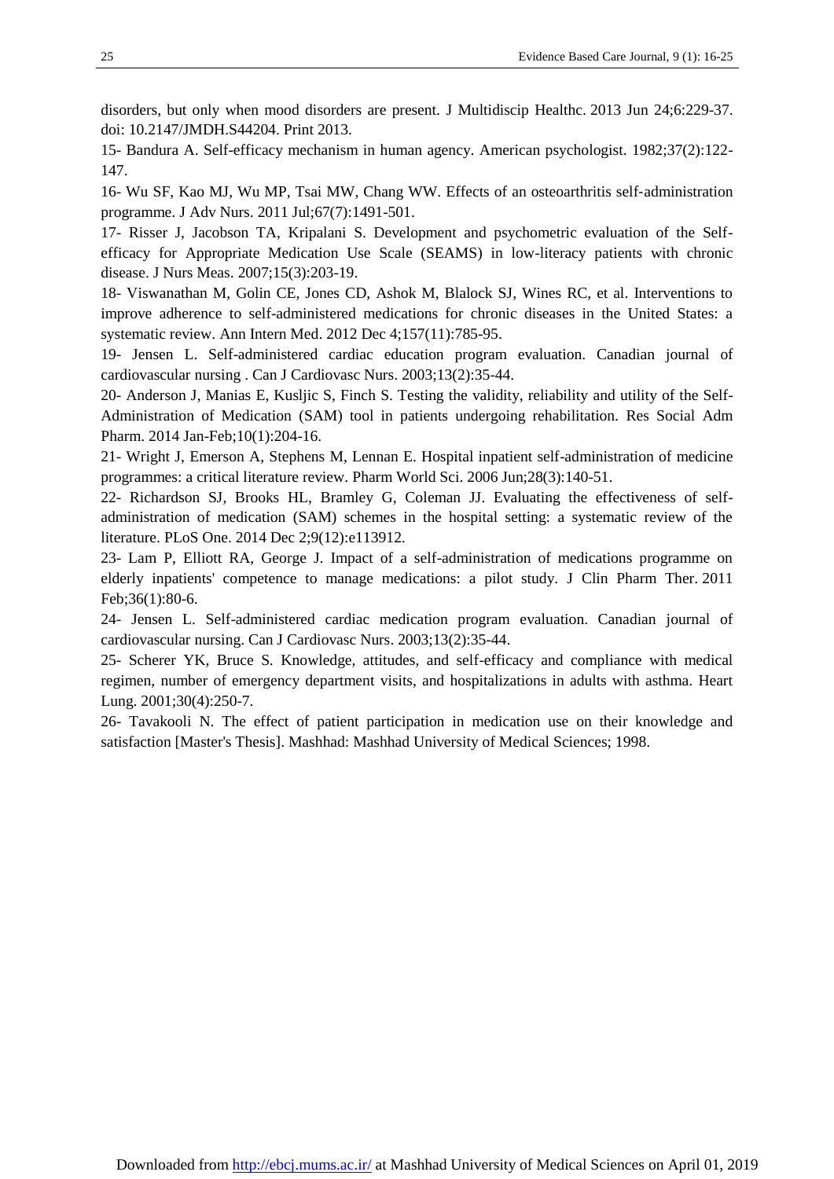disorders, but only when mood disorders are present. J Multidiscip Healthc. 2013 Jun 24;6:229-37. doi: 10.2147/JMDH.S44204. Print 2013.

15- Bandura A. Self-efficacy mechanism in human agency. American psychologist. 1982;37(2):122-147.

16- Wu SF, Kao MJ, Wu MP, Tsai MW, Chang WW. Effects of an osteoarthritis self-administration programme. J Adv Nurs. 2011 Jul;67(7):1491-501.

17- Risser J, Jacobson TA, Kripalani S. Development and psychometric evaluation of the Self-efficacy for Appropriate Medication Use Scale (SEAMS) in low-literacy patients with chronic disease. J Nurs Meas. 2007;15(3):203-19.

18- Viswanathan M, Golin CE, Jones CD, Ashok M, Blalock SJ, Wines RC, et al. Interventions to improve adherence to self-administered medications for chronic diseases in the United States: a systematic review. Ann Intern Med. 2012 Dec 4;157(11):785-95.

19- Jensen L. Self-administered cardiac education program evaluation. Canadian journal of cardiovascular nursing . Can J Cardiovasc Nurs. 2003;13(2):35-44.

20- Anderson J, Manias E, Kusljic S, Finch S. Testing the validity, reliability and utility of the Self-Administration of Medication (SAM) tool in patients undergoing rehabilitation. Res Social Adm Pharm. 2014 Jan-Feb;10(1):204-16.

21- Wright J, Emerson A, Stephens M, Lennan E. Hospital inpatient self-administration of medicine programmes: a critical literature review. Pharm World Sci. 2006 Jun;28(3):140-51.

22- Richardson SJ, Brooks HL, Bramley G, Coleman JJ. Evaluating the effectiveness of self-administration of medication (SAM) schemes in the hospital setting: a systematic review of the literature. PLoS One. 2014 Dec 2;9(12):e113912.

23- Lam P, Elliott RA, George J. Impact of a self-administration of medications programme on elderly inpatients' competence to manage medications: a pilot study. J Clin Pharm Ther. 2011 Feb;36(1):80-6.

24- Jensen L. Self-administered cardiac medication program evaluation. Canadian journal of cardiovascular nursing. Can J Cardiovasc Nurs. 2003;13(2):35-44.

25- Scherer YK, Bruce S. Knowledge, attitudes, and self-efficacy and compliance with medical regimen, number of emergency department visits, and hospitalizations in adults with asthma. Heart Lung. 2001;30(4):250-7.

26- Tavakooli N. The effect of patient participation in medication use on their knowledge and satisfaction [Master's Thesis]. Mashhad: Mashhad University of Medical Sciences; 1998.

Downloaded from http://ebcj.mums.ac.ir/ at Mashhad University of Medical Sciences on April 01, 2019